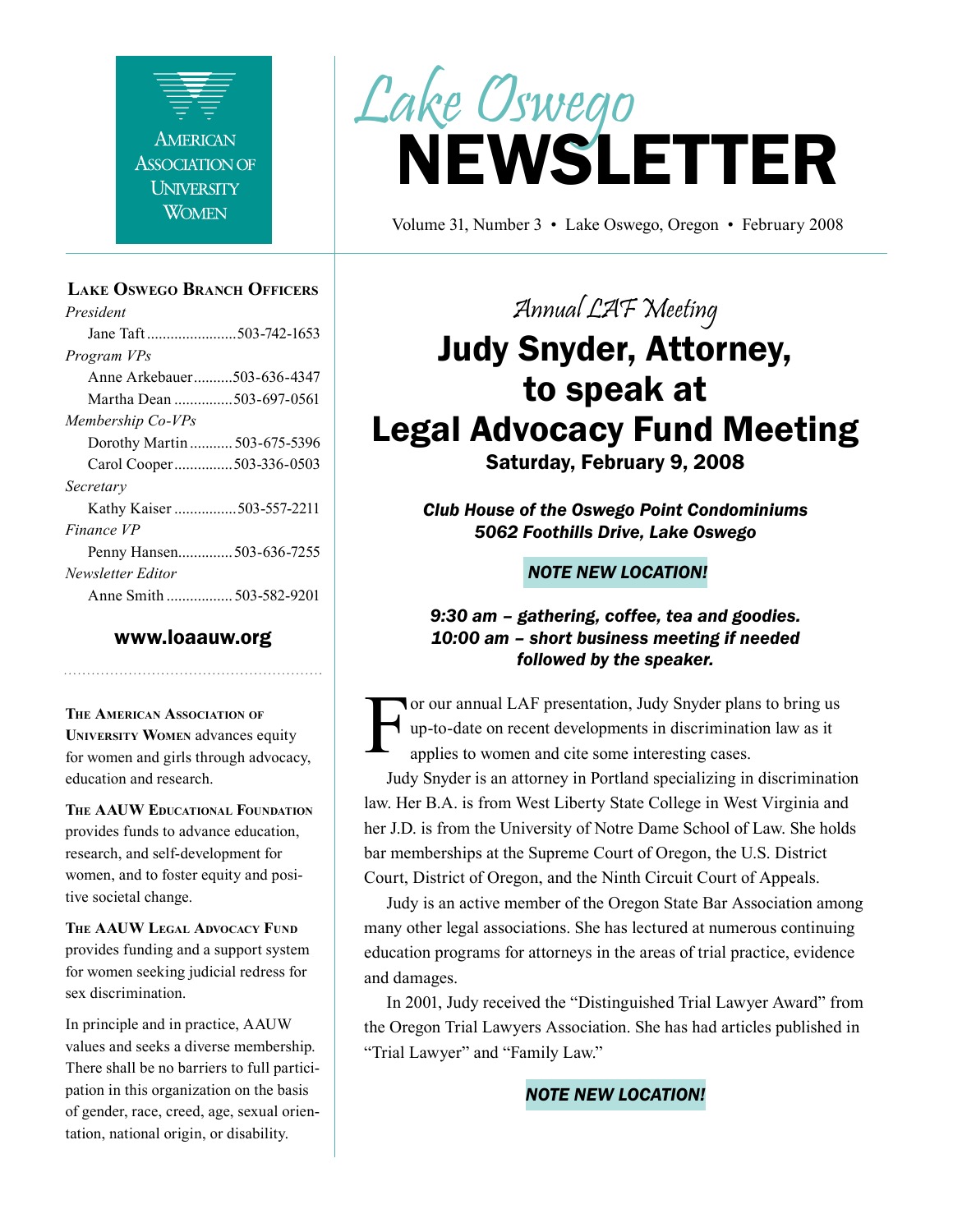AMERICAN ASSOCIATION OF UNIVERSITY WOMEN

# Lake Oswego NEWSLETTER

Volume 31, Number 3 • Lake Oswego, Oregon • February 2008

### Lake Oswego Branch Officers

*President*
Jane Taft .......................503-742-1653

*Program VPs*
Anne Arkebauer..........503-636-4347
Martha Dean ...............503-697-0561

*Membership Co-VPs*
Dorothy Martin ........... 503-675-5396
Carol Cooper...............503-336-0503

*Secretary*
Kathy Kaiser ................503-557-2211

*Finance VP*
Penny Hansen.............503-636-7255

*Newsletter Editor*
Anne Smith ................. 503-582-9201

**www.loaauw.org**

**The American Association of University Women** advances equity for women and girls through advocacy, education and research.

**The AAUW Educational Foundation** provides funds to advance education, research, and self-development for women, and to foster equity and positive societal change.

**The AAUW Legal Advocacy Fund** provides funding and a support system for women seeking judicial redress for sex discrimination.

In principle and in practice, AAUW values and seeks a diverse membership. There shall be no barriers to full participation in this organization on the basis of gender, race, creed, age, sexual orientation, national origin, or disability.

*Annual LAF Meeting*

## Judy Snyder, Attorney, to speak at Legal Advocacy Fund Meeting

**Saturday, February 9, 2008**

***Club House of the Oswego Point Condominiums***
***5062 Foothills Drive, Lake Oswego***

***NOTE NEW LOCATION!***

***9:30 am – gathering, coffee, tea and goodies.***
***10:00 am – short business meeting if needed followed by the speaker.***

For our annual LAF presentation, Judy Snyder plans to bring us up-to-date on recent developments in discrimination law as it applies to women and cite some interesting cases.

Judy Snyder is an attorney in Portland specializing in discrimination law. Her B.A. is from West Liberty State College in West Virginia and her J.D. is from the University of Notre Dame School of Law. She holds bar memberships at the Supreme Court of Oregon, the U.S. District Court, District of Oregon, and the Ninth Circuit Court of Appeals.

Judy is an active member of the Oregon State Bar Association among many other legal associations. She has lectured at numerous continuing education programs for attorneys in the areas of trial practice, evidence and damages.

In 2001, Judy received the "Distinguished Trial Lawyer Award" from the Oregon Trial Lawyers Association. She has had articles published in "Trial Lawyer" and "Family Law."

***NOTE NEW LOCATION!***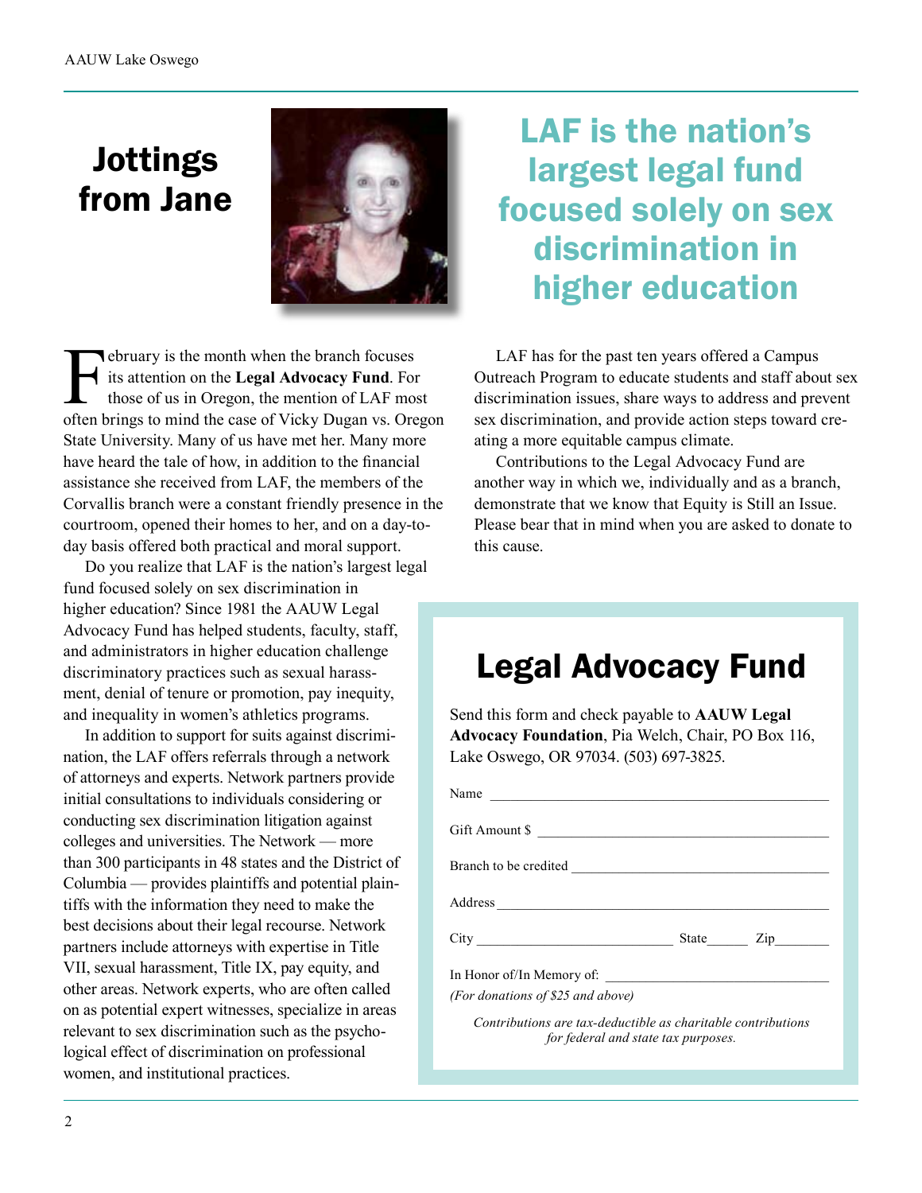# Jottings from Jane

February is the month when the branch focuses its attention on the **Legal Advocacy Fund**. For those of us in Oregon, the mention of LAF most often brings to mind the case of Vicky Dugan vs. Oregon State University. Many of us have met her. Many more have heard the tale of how, in addition to the financial assistance she received from LAF, the members of the Corvallis branch were a constant friendly presence in the courtroom, opened their homes to her, and on a day-to-day basis offered both practical and moral support.

Do you realize that LAF is the nation's largest legal fund focused solely on sex discrimination in higher education? Since 1981 the AAUW Legal Advocacy Fund has helped students, faculty, staff, and administrators in higher education challenge discriminatory practices such as sexual harassment, denial of tenure or promotion, pay inequity, and inequality in women's athletics programs.

In addition to support for suits against discrimination, the LAF offers referrals through a network of attorneys and experts. Network partners provide initial consultations to individuals considering or conducting sex discrimination litigation against colleges and universities. The Network — more than 300 participants in 48 states and the District of Columbia — provides plaintiffs and potential plaintiffs with the information they need to make the best decisions about their legal recourse. Network partners include attorneys with expertise in Title VII, sexual harassment, Title IX, pay equity, and other areas. Network experts, who are often called on as potential expert witnesses, specialize in areas relevant to sex discrimination such as the psychological effect of discrimination on professional women, and institutional practices.

## LAF is the nation's largest legal fund focused solely on sex discrimination in higher education

LAF has for the past ten years offered a Campus Outreach Program to educate students and staff about sex discrimination issues, share ways to address and prevent sex discrimination, and provide action steps toward creating a more equitable campus climate.

Contributions to the Legal Advocacy Fund are another way in which we, individually and as a branch, demonstrate that we know that Equity is Still an Issue. Please bear that in mind when you are asked to donate to this cause.

## Legal Advocacy Fund

Send this form and check payable to **AAUW Legal Advocacy Foundation**, Pia Welch, Chair, PO Box 116, Lake Oswego, OR 97034. (503) 697-3825.

Name ______________________________

Gift Amount $ ______________________________

Branch to be credited ______________________________

Address ______________________________

City ____________________ State______ Zip________

In Honor of/In Memory of: ______________________
*(For donations of $25 and above)*

*Contributions are tax-deductible as charitable contributions for federal and state tax purposes.*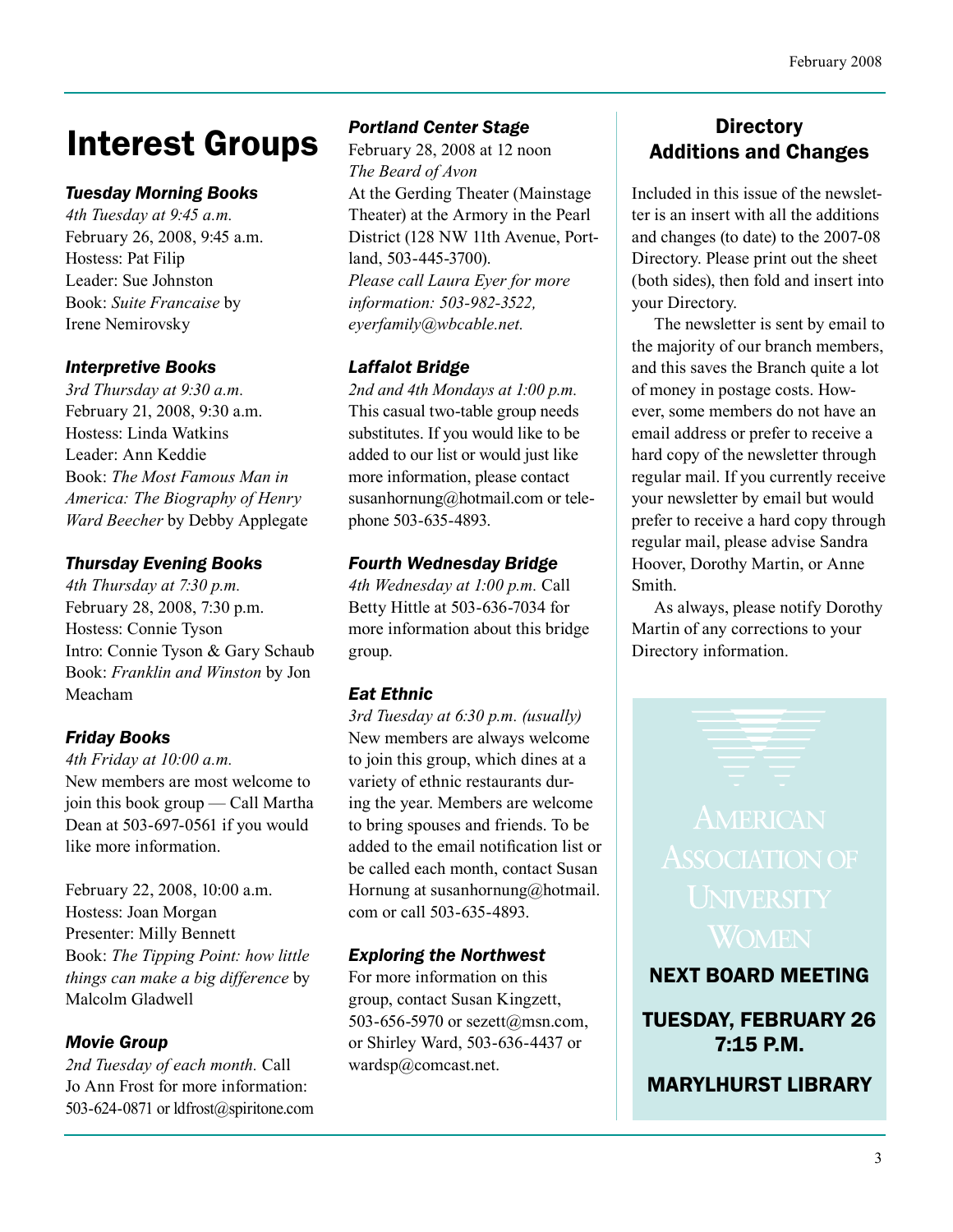# Interest Groups

### *Tuesday Morning Books*

*4th Tuesday at 9:45 a.m.*
February 26, 2008, 9:45 a.m.
Hostess: Pat Filip
Leader: Sue Johnston
Book: *Suite Francaise* by Irene Nemirovsky

### *Interpretive Books*

*3rd Thursday at 9:30 a.m.*
February 21, 2008, 9:30 a.m.
Hostess: Linda Watkins
Leader: Ann Keddie
Book: *The Most Famous Man in America: The Biography of Henry Ward Beecher* by Debby Applegate

### *Thursday Evening Books*

*4th Thursday at 7:30 p.m.*
February 28, 2008, 7:30 p.m.
Hostess: Connie Tyson
Intro: Connie Tyson & Gary Schaub
Book: *Franklin and Winston* by Jon Meacham

### *Friday Books*

*4th Friday at 10:00 a.m.*
New members are most welcome to join this book group — Call Martha Dean at 503-697-0561 if you would like more information.

February 22, 2008, 10:00 a.m.
Hostess: Joan Morgan
Presenter: Milly Bennett
Book: *The Tipping Point: how little things can make a big difference* by Malcolm Gladwell

### *Movie Group*

*2nd Tuesday of each month.* Call Jo Ann Frost for more information: 503-624-0871 or ldfrost@spiritone.com

### *Portland Center Stage*

February 28, 2008 at 12 noon
*The Beard of Avon*
At the Gerding Theater (Mainstage Theater) at the Armory in the Pearl District (128 NW 11th Avenue, Portland, 503-445-3700).
*Please call Laura Eyer for more information: 503-982-3522, eyerfamily@wbcable.net.*

### *Laffalot Bridge*

*2nd and 4th Mondays at 1:00 p.m.* This casual two-table group needs substitutes. If you would like to be added to our list or would just like more information, please contact susanhornung@hotmail.com or telephone 503-635-4893.

### *Fourth Wednesday Bridge*

*4th Wednesday at 1:00 p.m.* Call Betty Hittle at 503-636-7034 for more information about this bridge group.

### *Eat Ethnic*

*3rd Tuesday at 6:30 p.m. (usually)* New members are always welcome to join this group, which dines at a variety of ethnic restaurants during the year. Members are welcome to bring spouses and friends. To be added to the email notification list or be called each month, contact Susan Hornung at susanhornung@hotmail.com or call 503-635-4893.

### *Exploring the Northwest*

For more information on this group, contact Susan Kingzett, 503-656-5970 or sezett@msn.com, or Shirley Ward, 503-636-4437 or wardsp@comcast.net.

## Directory Additions and Changes

Included in this issue of the newsletter is an insert with all the additions and changes (to date) to the 2007-08 Directory. Please print out the sheet (both sides), then fold and insert into your Directory.

The newsletter is sent by email to the majority of our branch members, and this saves the Branch quite a lot of money in postage costs. However, some members do not have an email address or prefer to receive a hard copy of the newsletter through regular mail. If you currently receive your newsletter by email but would prefer to receive a hard copy through regular mail, please advise Sandra Hoover, Dorothy Martin, or Anne Smith.

As always, please notify Dorothy Martin of any corrections to your Directory information.

American Association of University Women

**NEXT BOARD MEETING**

**TUESDAY, FEBRUARY 26**
**7:15 P.M.**

**MARYLHURST LIBRARY**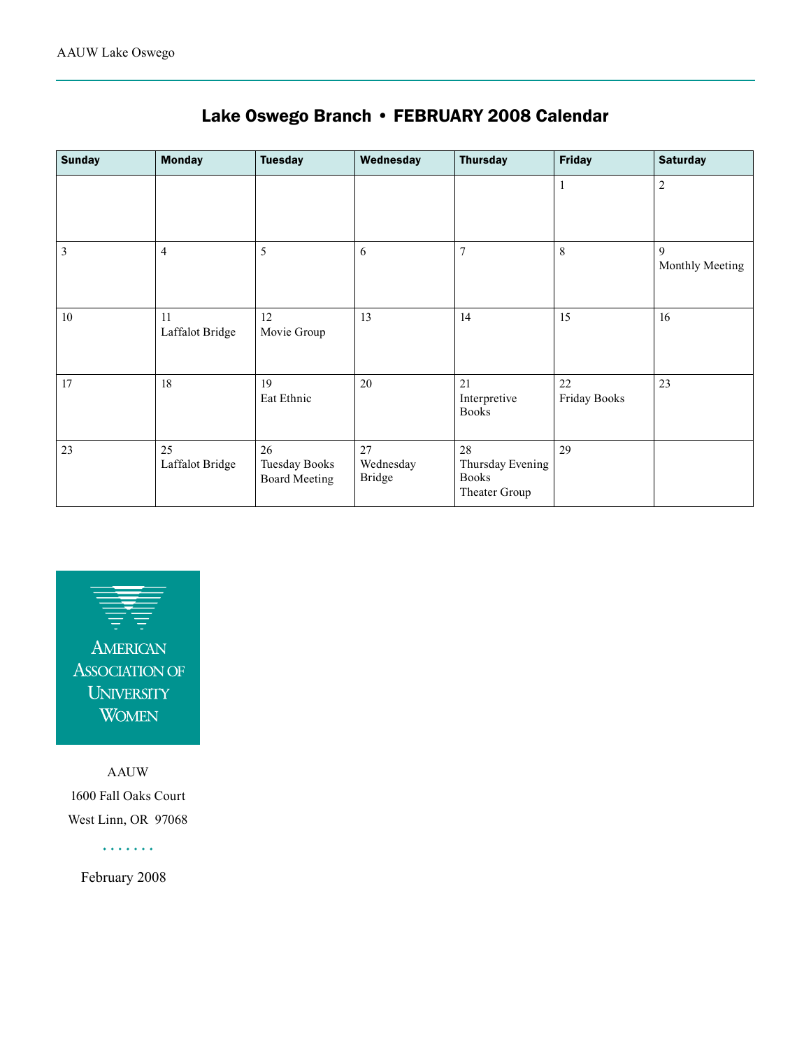## Lake Oswego Branch • FEBRUARY 2008 Calendar

| Sunday | Monday | Tuesday | Wednesday | Thursday | Friday | Saturday |
|---|---|---|---|---|---|---|
| | | | | | 1 | 2 |
| 3 | 4 | 5 | 6 | 7 | 8 | 9 Monthly Meeting |
| 10 | 11 Laffalot Bridge | 12 Movie Group | 13 | 14 | 15 | 16 |
| 17 | 18 | 19 Eat Ethnic | 20 | 21 Interpretive Books | 22 Friday Books | 23 |
| 23 | 25 Laffalot Bridge | 26 Tuesday Books Board Meeting | 27 Wednesday Bridge | 28 Thursday Evening Books Theater Group | 29 | |

AMERICAN ASSOCIATION OF UNIVERSITY WOMEN

AAUW

1600 Fall Oaks Court

West Linn, OR 97068

February 2008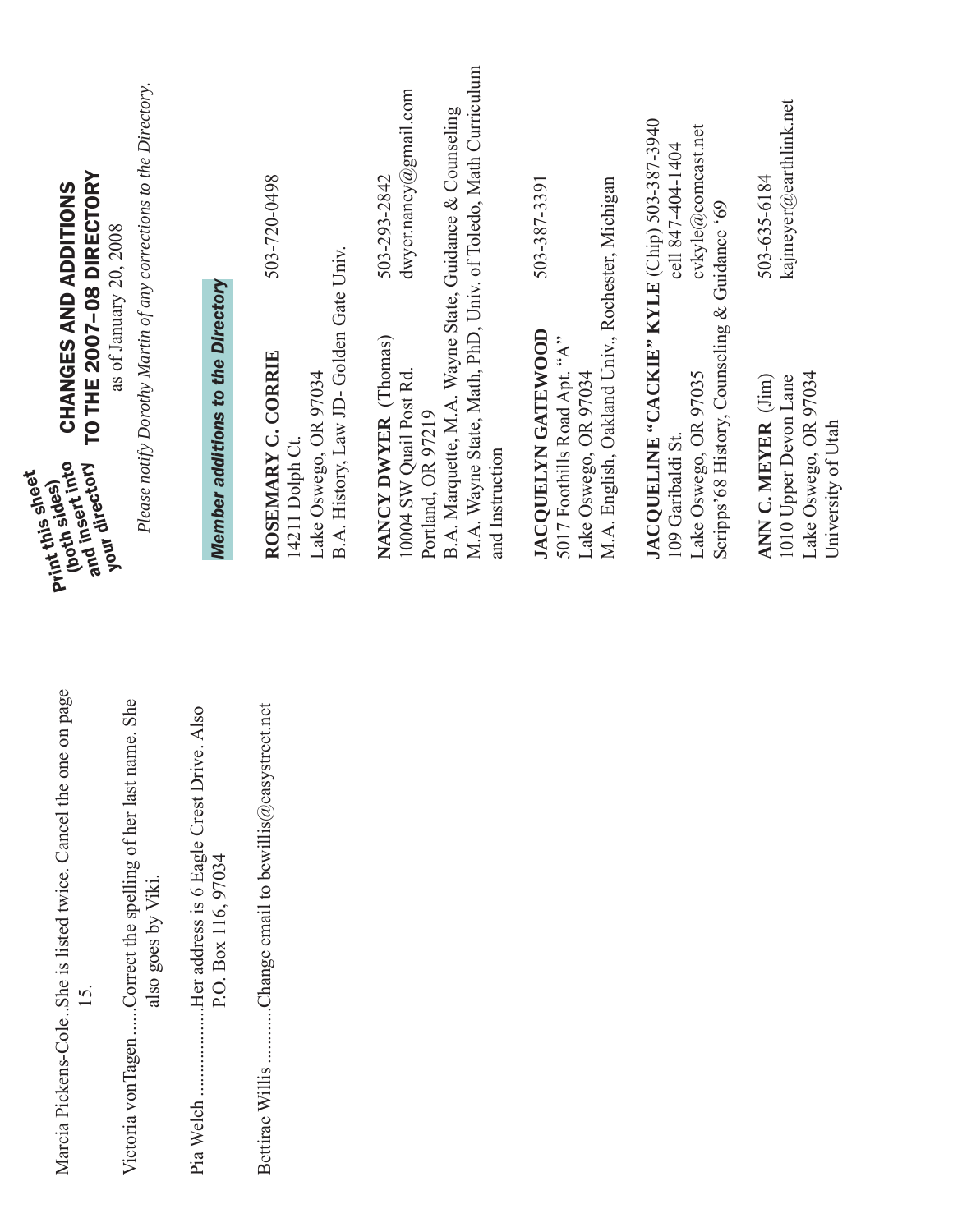Marcia Pickens-Cole...She is listed twice. Cancel the one on page 15.

Victoria vonTagen......Correct the spelling of her last name. She also goes by Viki.

Pia Welch ..................Her address is 6 Eagle Crest Drive. Also P.O. Box 116, 97034

Bettirae Willis ............Change email to bewillis@easystreet.net

Print this sheet (both sides) and insert into your directory

# CHANGES AND ADDITIONS TO THE 2007–08 DIRECTORY

as of January 20, 2008

*Please notify Dorothy Martin of any corrections to the Directory.*

## *Member additions to the Directory*

**ROSEMARY C. CORRIE** 503-720-0498
14211 Dolph Ct.
Lake Oswego, OR 97034
B.A. History, Law JD- Golden Gate Univ.

**NANCY DWYER** (Thomas) 503-293-2842
10004 SW Quail Post Rd. dwyer.nancy@gmail.com
Portland, OR 97219
B.A. Marquette, M.A. Wayne State, Guidance & Counseling
M.A. Wayne State, Math, PhD, Univ. of Toledo, Math Curriculum and Instruction

**JACQUELYN GATEWOOD** 503-387-3391
5017 Foothills Road Apt. "A"
Lake Oswego, OR 97034
M.A. English, Oakland Univ., Rochester, Michigan

**JACQUELINE "CACKIE" KYLE** (Chip) 503-387-3940
109 Garibaldi St. cell 847-404-1404
Lake Oswego, OR 97035 cvkyle@comcast.net
Scripps'68 History, Counseling & Guidance '69

**ANN C. MEYER** (Jim) 503-635-6184
1010 Upper Devon Lane kajmeyer@earthlink.net
Lake Oswego, OR 97034
University of Utah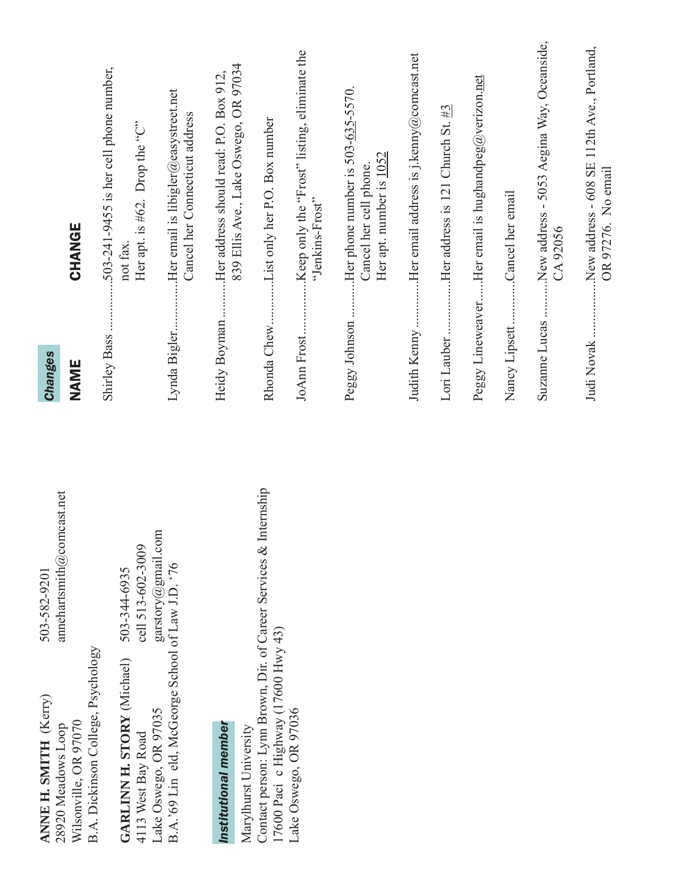**ANNE H. SMITH** (Kerry)
28920 Meadows Loop
Wilsonville, OR 97070
B.A. Dickinson College, Psychology

503-582-9201
annehartsmith@comcast.net

**GARLINN H. STORY** (Michael)
4113 West Bay Road
Lake Oswego, OR 97035
B.A.'69 Linfield, McGeorge School of Law J.D. '76

503-344-6935
cell 513-602-3009
garstory@gmail.com

## *Institutional member*

Marylhurst University
Contact person: Lynn Brown, Dir. of Career Services & Internship
17600 Pacific Highway (17600 Hwy 43)
Lake Oswego, OR 97036

## *Changes*

| NAME | CHANGE |
|---|---|
| Shirley Bass | 503-241-9455 is her cell phone number, not fax. Her apt. is #62. Drop the "C" |
| Lynda Bigler | Her email is libigler@easystreet.net Cancel her Connecticut address |
| Heidy Boyman | Her address should read: P.O. Box 912, 839 Ellis Ave., Lake Oswego, OR 97034 |
| Rhonda Chew | List only her P.O. Box number |
| JoAnn Frost | Keep only the "Frost" listing, eliminate the "Jenkins-Frost" |
| Peggy Johnson | Her phone number is 503-635-5570. Cancel her cell phone. Her apt. number is 1052 |
| Judith Kenny | Her email address is j.kenny@comcast.net |
| Lori Lauber | Her address is 121 Church St. #3 |
| Peggy Lineweaver | Her email is hughandpeg@verizon.net |
| Nancy Lipsett | Cancel her email |
| Suzanne Lucas | New address - 5053 Aegina Way, Oceanside, CA 92056 |
| Judi Novak | New address - 608 SE 112th Ave., Portland, OR 97276. No email |